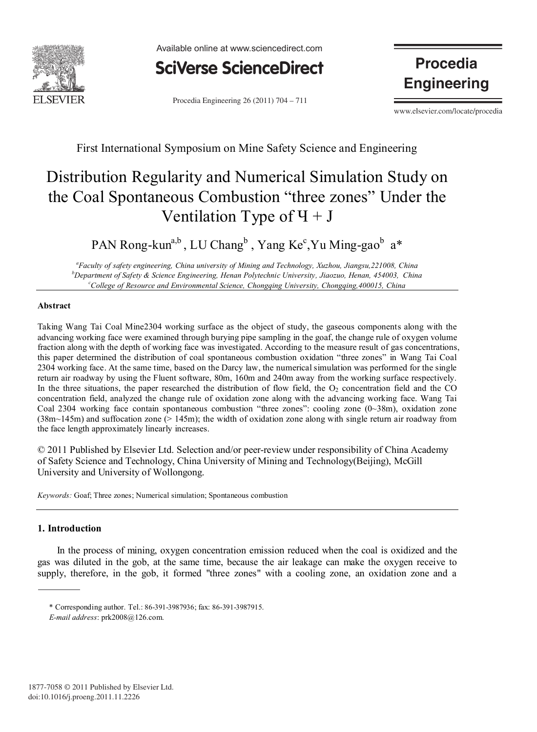First International Symposium on Mine Safety Science and Engineering

# Distribution Regularity and Numerical Simulation Study on the Coal Spontaneous Combustion "three zones" Under the Ventilation Type of Ч + J

PAN Rong-kun[a,b], LU Chang[b], Yang Ke[c], Yu Ming-gao[b] a*

[a]*Faculty of safety engineering, China university of Mining and Technology, Xuzhou, Jiangsu,221008, China*
[b]*Department of Safety & Science Engineering, Henan Polytechnic University, Jiaozuo, Henan, 454003, China*
[c]*College of Resource and Environmental Science, Chongqing University, Chongqing,400015, China*

## Abstract

Taking Wang Tai Coal Mine2304 working surface as the object of study, the gaseous components along with the advancing working face were examined through burying pipe sampling in the goaf, the change rule of oxygen volume fraction along with the depth of working face was investigated. According to the measure result of gas concentrations, this paper determined the distribution of coal spontaneous combustion oxidation "three zones" in Wang Tai Coal 2304 working face. At the same time, based on the Darcy law, the numerical simulation was performed for the single return air roadway by using the Fluent software, 80m, 160m and 240m away from the working surface respectively. In the three situations, the paper researched the distribution of flow field, the $O_2$ concentration field and the CO concentration field, analyzed the change rule of oxidation zone along with the advancing working face. Wang Tai Coal 2304 working face contain spontaneous combustion "three zones": cooling zone (0~38m), oxidation zone (38m~145m) and suffocation zone (> 145m); the width of oxidation zone along with single return air roadway from the face length approximately linearly increases.

© 2011 Published by Elsevier Ltd. Selection and/or peer-review under responsibility of China Academy of Safety Science and Technology, China University of Mining and Technology(Beijing), McGill University and University of Wollongong.

*Keywords:* Goaf; Three zones; Numerical simulation; Spontaneous combustion

## 1. Introduction

In the process of mining, oxygen concentration emission reduced when the coal is oxidized and the gas was diluted in the gob, at the same time, because the air leakage can make the oxygen receive to supply, therefore, in the gob, it formed "three zones" with a cooling zone, an oxidation zone and a

* Corresponding author. Tel.: 86-391-3987936; fax: 86-391-3987915.
*E-mail address*: prk2008@126.com.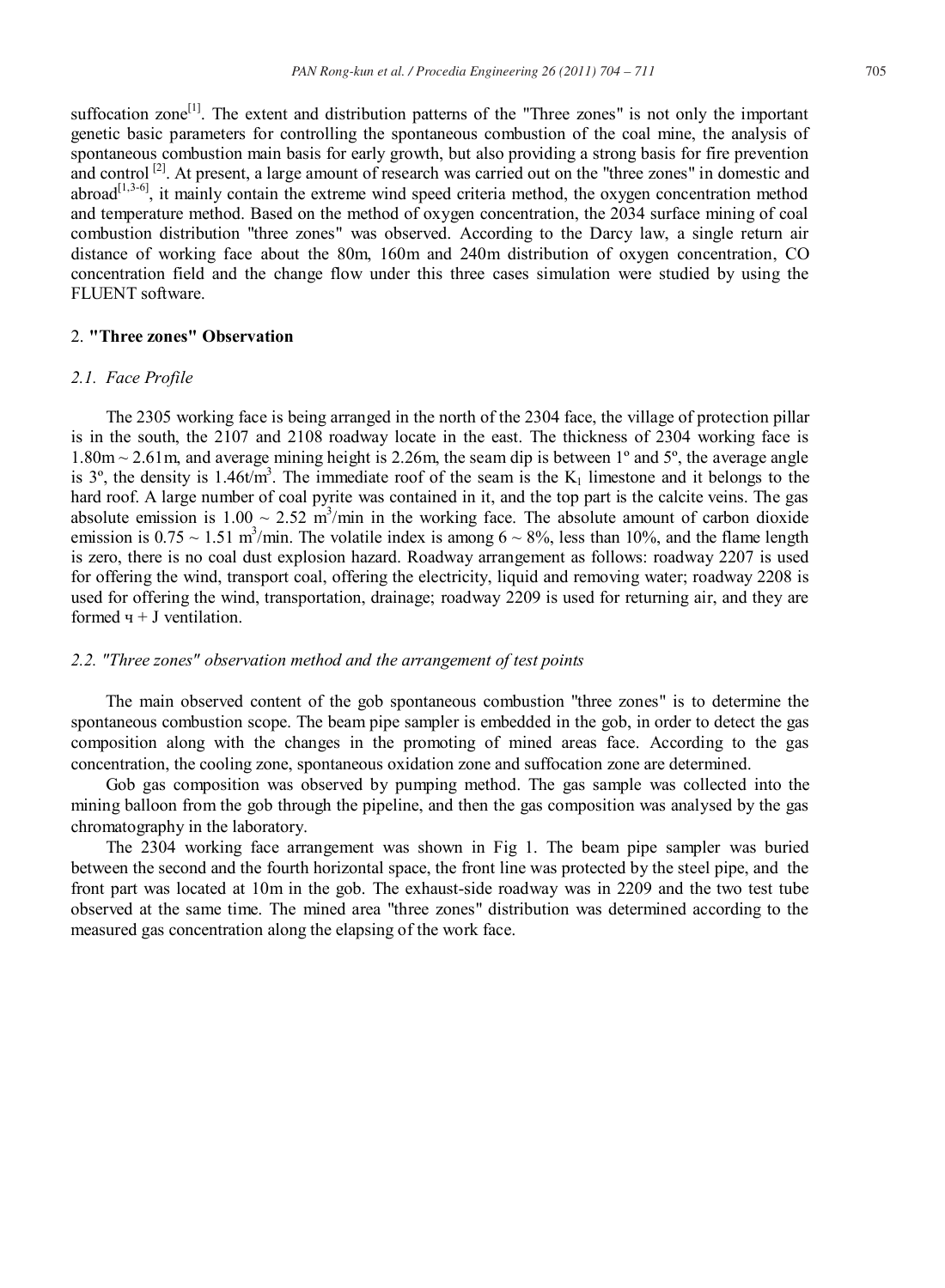suffocation zone[1]. The extent and distribution patterns of the "Three zones" is not only the important genetic basic parameters for controlling the spontaneous combustion of the coal mine, the analysis of spontaneous combustion main basis for early growth, but also providing a strong basis for fire prevention and control [2]. At present, a large amount of research was carried out on the "three zones" in domestic and abroad[1,3-6], it mainly contain the extreme wind speed criteria method, the oxygen concentration method and temperature method. Based on the method of oxygen concentration, the 2034 surface mining of coal combustion distribution "three zones" was observed. According to the Darcy law, a single return air distance of working face about the 80m, 160m and 240m distribution of oxygen concentration, CO concentration field and the change flow under this three cases simulation were studied by using the FLUENT software.

## 2. **"Three zones" Observation**

### *2.1. Face Profile*

The 2305 working face is being arranged in the north of the 2304 face, the village of protection pillar is in the south, the 2107 and 2108 roadway locate in the east. The thickness of 2304 working face is 1.80m ~ 2.61m, and average mining height is 2.26m, the seam dip is between 1º and 5º, the average angle is 3º, the density is 1.46t/m$^3$. The immediate roof of the seam is the $K_1$ limestone and it belongs to the hard roof. A large number of coal pyrite was contained in it, and the top part is the calcite veins. The gas absolute emission is 1.00 ~ 2.52 m$^3$/min in the working face. The absolute amount of carbon dioxide emission is 0.75 ~ 1.51 m$^3$/min. The volatile index is among 6 ~ 8%, less than 10%, and the flame length is zero, there is no coal dust explosion hazard. Roadway arrangement as follows: roadway 2207 is used for offering the wind, transport coal, offering the electricity, liquid and removing water; roadway 2208 is used for offering the wind, transportation, drainage; roadway 2209 is used for returning air, and they are formed ч + J ventilation.

### *2.2. "Three zones" observation method and the arrangement of test points*

The main observed content of the gob spontaneous combustion "three zones" is to determine the spontaneous combustion scope. The beam pipe sampler is embedded in the gob, in order to detect the gas composition along with the changes in the promoting of mined areas face. According to the gas concentration, the cooling zone, spontaneous oxidation zone and suffocation zone are determined.

Gob gas composition was observed by pumping method. The gas sample was collected into the mining balloon from the gob through the pipeline, and then the gas composition was analysed by the gas chromatography in the laboratory.

The 2304 working face arrangement was shown in Fig 1. The beam pipe sampler was buried between the second and the fourth horizontal space, the front line was protected by the steel pipe, and the front part was located at 10m in the gob. The exhaust-side roadway was in 2209 and the two test tube observed at the same time. The mined area "three zones" distribution was determined according to the measured gas concentration along the elapsing of the work face.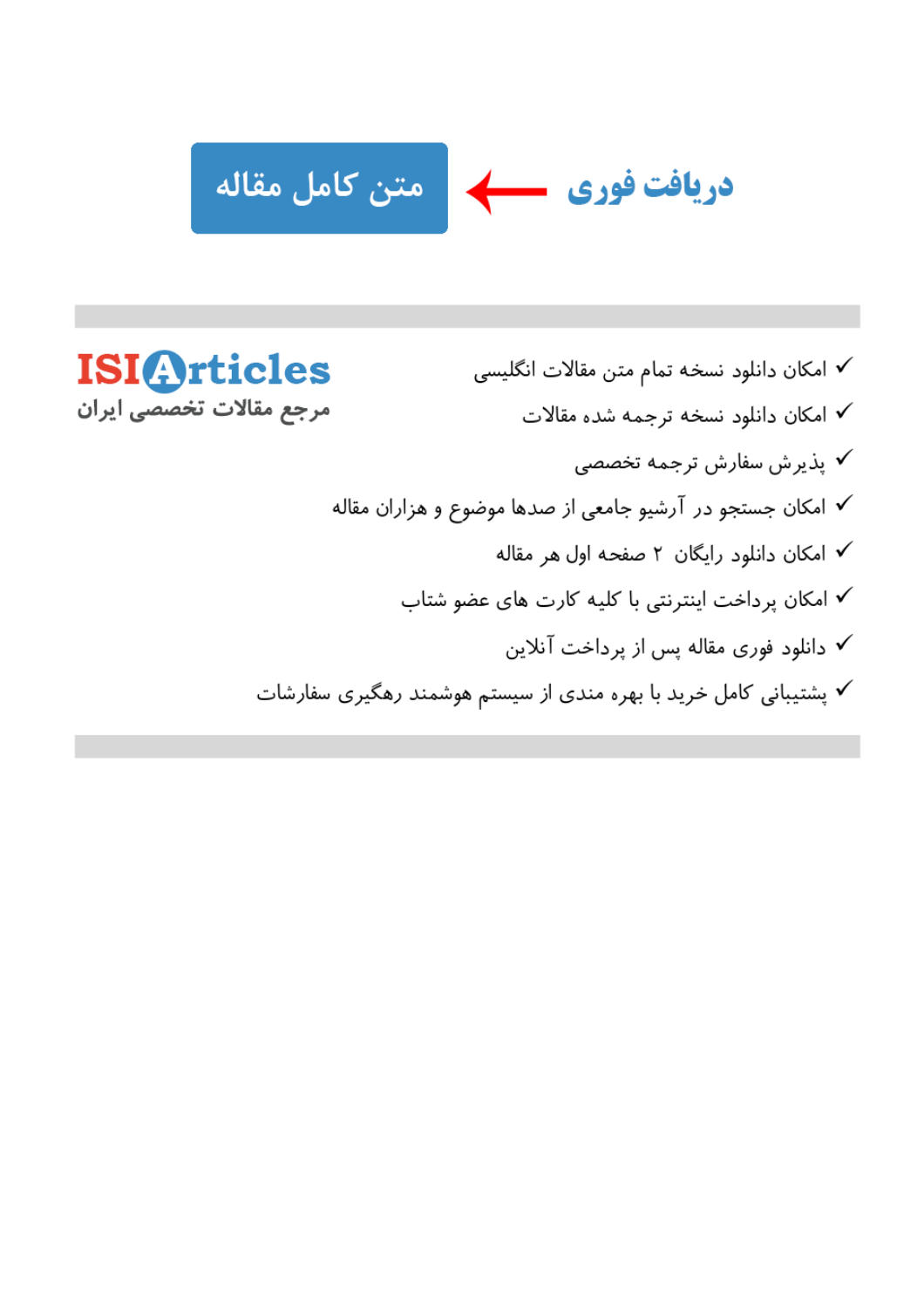دریافت فوری ← **متن کامل مقاله**

**ISIArticles**
مرجع مقالات تخصصی ایران

- ✓ امکان دانلود نسخه تمام متن مقالات انگلیسی
- ✓ امکان دانلود نسخه ترجمه شده مقالات
- ✓ پذیرش سفارش ترجمه تخصصی
- ✓ امکان جستجو در آرشیو جامعی از صدها موضوع و هزاران مقاله
- ✓ امکان دانلود رایگان ۲ صفحه اول هر مقاله
- ✓ امکان پرداخت اینترنتی با کلیه کارت های عضو شتاب
- ✓ دانلود فوری مقاله پس از پرداخت آنلاین
- ✓ پشتیبانی کامل خرید با بهره مندی از سیستم هوشمند رهگیری سفارشات